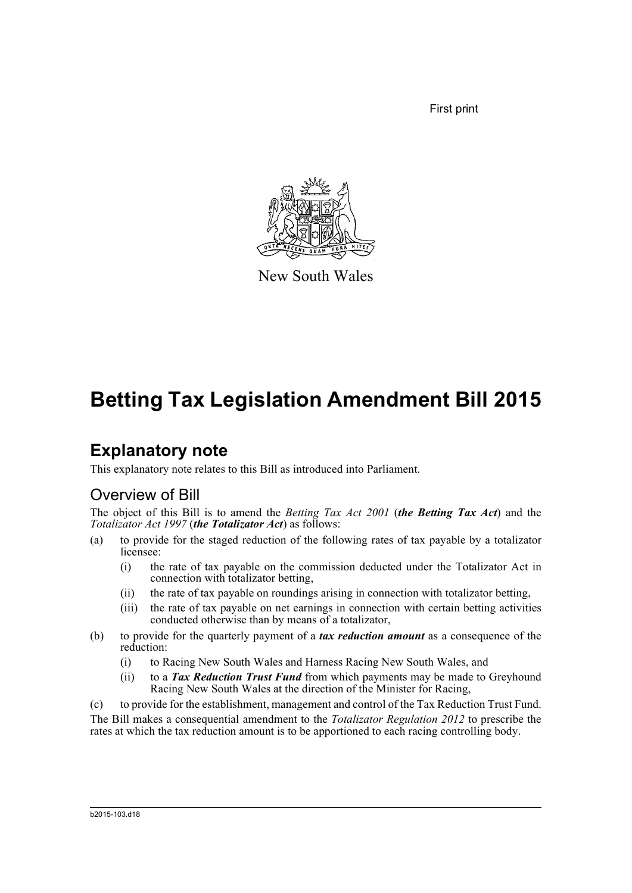First print

New South Wales

# Betting Tax Legislation Amendment Bill 2015

## Explanatory note

This explanatory note relates to this Bill as introduced into Parliament.

### Overview of Bill

The object of this Bill is to amend the *Betting Tax Act 2001* (***the Betting Tax Act***) and the *Totalizator Act 1997* (***the Totalizator Act***) as follows:

(a) to provide for the staged reduction of the following rates of tax payable by a totalizator licensee:

  (i) the rate of tax payable on the commission deducted under the Totalizator Act in connection with totalizator betting,

  (ii) the rate of tax payable on roundings arising in connection with totalizator betting,

  (iii) the rate of tax payable on net earnings in connection with certain betting activities conducted otherwise than by means of a totalizator,

(b) to provide for the quarterly payment of a ***tax reduction amount*** as a consequence of the reduction:

  (i) to Racing New South Wales and Harness Racing New South Wales, and

  (ii) to a ***Tax Reduction Trust Fund*** from which payments may be made to Greyhound Racing New South Wales at the direction of the Minister for Racing,

(c) to provide for the establishment, management and control of the Tax Reduction Trust Fund.

The Bill makes a consequential amendment to the *Totalizator Regulation 2012* to prescribe the rates at which the tax reduction amount is to be apportioned to each racing controlling body.

b2015-103.d18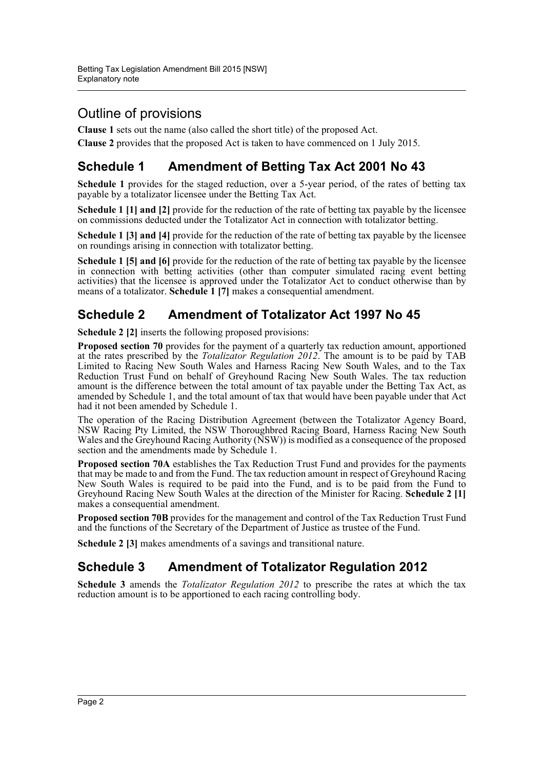## Outline of provisions

**Clause 1** sets out the name (also called the short title) of the proposed Act.

**Clause 2** provides that the proposed Act is taken to have commenced on 1 July 2015.

## Schedule 1 Amendment of Betting Tax Act 2001 No 43

**Schedule 1** provides for the staged reduction, over a 5-year period, of the rates of betting tax payable by a totalizator licensee under the Betting Tax Act.

**Schedule 1 [1] and [2]** provide for the reduction of the rate of betting tax payable by the licensee on commissions deducted under the Totalizator Act in connection with totalizator betting.

**Schedule 1 [3] and [4]** provide for the reduction of the rate of betting tax payable by the licensee on roundings arising in connection with totalizator betting.

**Schedule 1 [5] and [6]** provide for the reduction of the rate of betting tax payable by the licensee in connection with betting activities (other than computer simulated racing event betting activities) that the licensee is approved under the Totalizator Act to conduct otherwise than by means of a totalizator. **Schedule 1 [7]** makes a consequential amendment.

## Schedule 2 Amendment of Totalizator Act 1997 No 45

**Schedule 2 [2]** inserts the following proposed provisions:

**Proposed section 70** provides for the payment of a quarterly tax reduction amount, apportioned at the rates prescribed by the *Totalizator Regulation 2012*. The amount is to be paid by TAB Limited to Racing New South Wales and Harness Racing New South Wales, and to the Tax Reduction Trust Fund on behalf of Greyhound Racing New South Wales. The tax reduction amount is the difference between the total amount of tax payable under the Betting Tax Act, as amended by Schedule 1, and the total amount of tax that would have been payable under that Act had it not been amended by Schedule 1.

The operation of the Racing Distribution Agreement (between the Totalizator Agency Board, NSW Racing Pty Limited, the NSW Thoroughbred Racing Board, Harness Racing New South Wales and the Greyhound Racing Authority (NSW)) is modified as a consequence of the proposed section and the amendments made by Schedule 1.

**Proposed section 70A** establishes the Tax Reduction Trust Fund and provides for the payments that may be made to and from the Fund. The tax reduction amount in respect of Greyhound Racing New South Wales is required to be paid into the Fund, and is to be paid from the Fund to Greyhound Racing New South Wales at the direction of the Minister for Racing. **Schedule 2 [1]** makes a consequential amendment.

**Proposed section 70B** provides for the management and control of the Tax Reduction Trust Fund and the functions of the Secretary of the Department of Justice as trustee of the Fund.

**Schedule 2 [3]** makes amendments of a savings and transitional nature.

## Schedule 3 Amendment of Totalizator Regulation 2012

**Schedule 3** amends the *Totalizator Regulation 2012* to prescribe the rates at which the tax reduction amount is to be apportioned to each racing controlling body.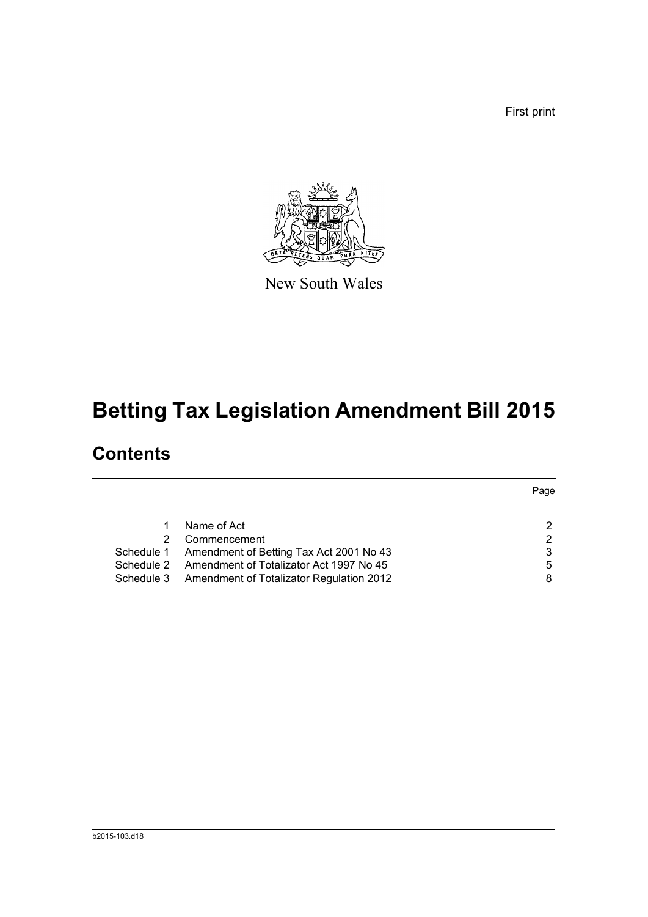First print

New South Wales

# Betting Tax Legislation Amendment Bill 2015

## Contents

| | | Page |
|---|---|---|
| 1 | Name of Act | 2 |
| 2 | Commencement | 2 |
| Schedule 1 | Amendment of Betting Tax Act 2001 No 43 | 3 |
| Schedule 2 | Amendment of Totalizator Act 1997 No 45 | 5 |
| Schedule 3 | Amendment of Totalizator Regulation 2012 | 8 |

b2015-103.d18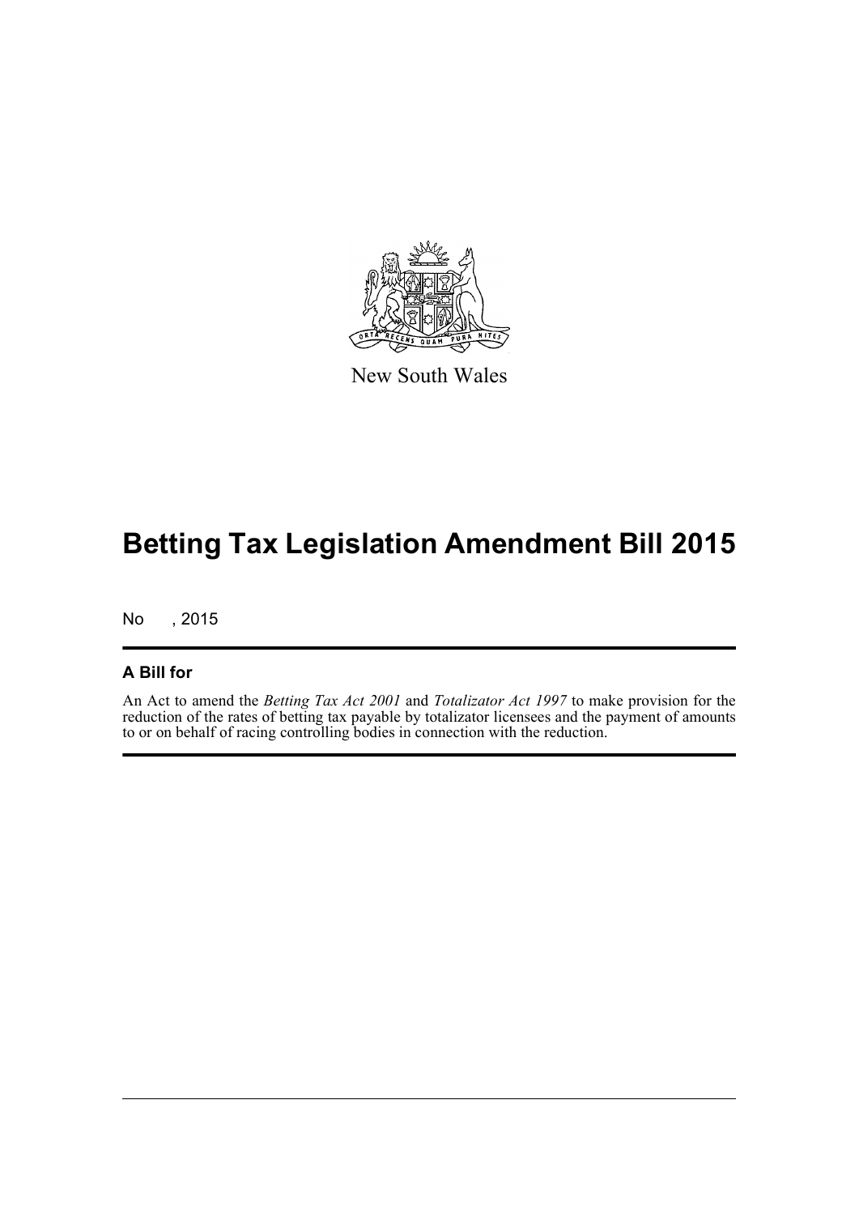New South Wales

# Betting Tax Legislation Amendment Bill 2015

No , 2015

## A Bill for

An Act to amend the *Betting Tax Act 2001* and *Totalizator Act 1997* to make provision for the reduction of the rates of betting tax payable by totalizator licensees and the payment of amounts to or on behalf of racing controlling bodies in connection with the reduction.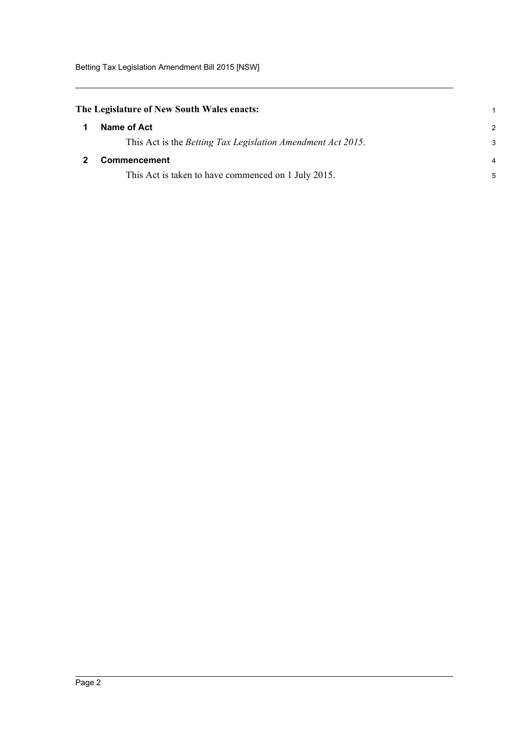**The Legislature of New South Wales enacts:**

## 1 Name of Act

This Act is the *Betting Tax Legislation Amendment Act 2015*.

## 2 Commencement

This Act is taken to have commenced on 1 July 2015.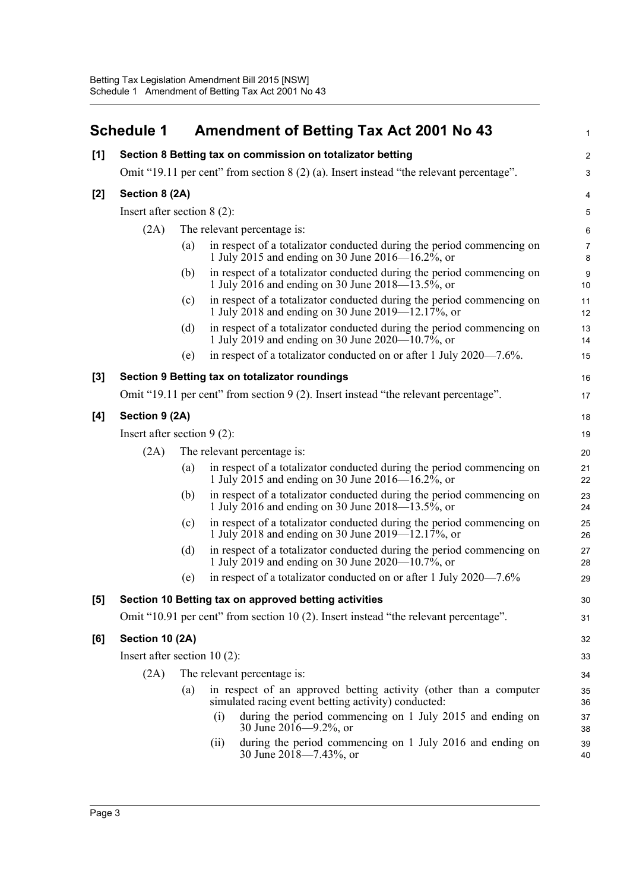## Schedule 1 Amendment of Betting Tax Act 2001 No 43

**[1] Section 8 Betting tax on commission on totalizator betting**

Omit "19.11 per cent" from section 8 (2) (a). Insert instead "the relevant percentage".

**[2] Section 8 (2A)**

Insert after section 8 (2):

(2A) The relevant percentage is:

- (a) in respect of a totalizator conducted during the period commencing on 1 July 2015 and ending on 30 June 2016—16.2%, or
- (b) in respect of a totalizator conducted during the period commencing on 1 July 2016 and ending on 30 June 2018—13.5%, or
- (c) in respect of a totalizator conducted during the period commencing on 1 July 2018 and ending on 30 June 2019—12.17%, or
- (d) in respect of a totalizator conducted during the period commencing on 1 July 2019 and ending on 30 June 2020—10.7%, or
- (e) in respect of a totalizator conducted on or after 1 July 2020—7.6%.

**[3] Section 9 Betting tax on totalizator roundings**

Omit "19.11 per cent" from section 9 (2). Insert instead "the relevant percentage".

**[4] Section 9 (2A)**

Insert after section 9 (2):

(2A) The relevant percentage is:

- (a) in respect of a totalizator conducted during the period commencing on 1 July 2015 and ending on 30 June 2016—16.2%, or
- (b) in respect of a totalizator conducted during the period commencing on 1 July 2016 and ending on 30 June 2018—13.5%, or
- (c) in respect of a totalizator conducted during the period commencing on 1 July 2018 and ending on 30 June 2019—12.17%, or
- (d) in respect of a totalizator conducted during the period commencing on 1 July 2019 and ending on 30 June 2020—10.7%, or
- (e) in respect of a totalizator conducted on or after 1 July 2020—7.6%

**[5] Section 10 Betting tax on approved betting activities**

Omit "10.91 per cent" from section 10 (2). Insert instead "the relevant percentage".

**[6] Section 10 (2A)**

Insert after section 10 (2):

(2A) The relevant percentage is:

- (a) in respect of an approved betting activity (other than a computer simulated racing event betting activity) conducted:
  - (i) during the period commencing on 1 July 2015 and ending on 30 June 2016—9.2%, or
  - (ii) during the period commencing on 1 July 2016 and ending on 30 June 2018—7.43%, or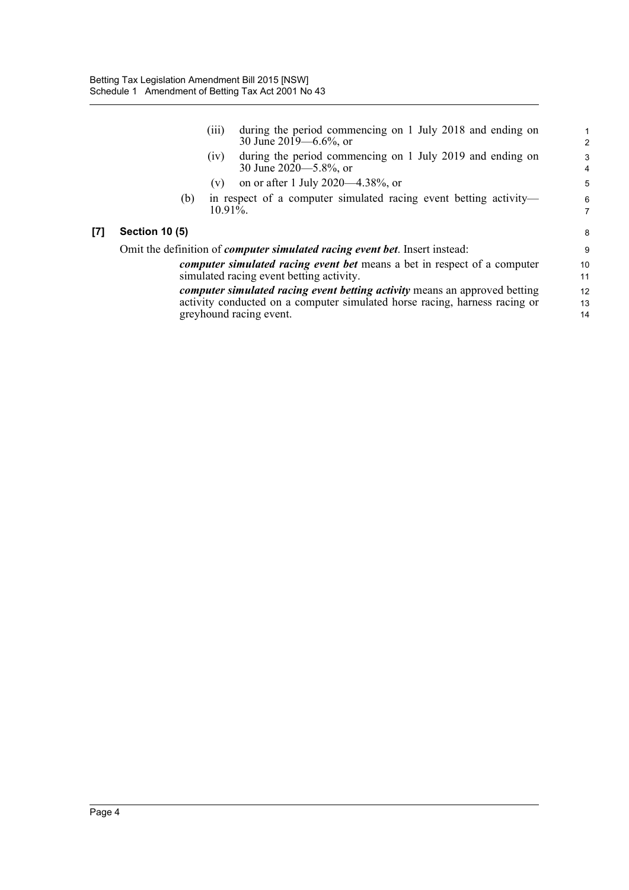(iii) during the period commencing on 1 July 2018 and ending on 30 June 2019—6.6%, or

(iv) during the period commencing on 1 July 2019 and ending on 30 June 2020—5.8%, or

(v) on or after 1 July 2020—4.38%, or

(b) in respect of a computer simulated racing event betting activity—10.91%.

### [7] Section 10 (5)

Omit the definition of ***computer simulated racing event bet***. Insert instead:

> ***computer simulated racing event bet*** means a bet in respect of a computer simulated racing event betting activity.
>
> ***computer simulated racing event betting activity*** means an approved betting activity conducted on a computer simulated horse racing, harness racing or greyhound racing event.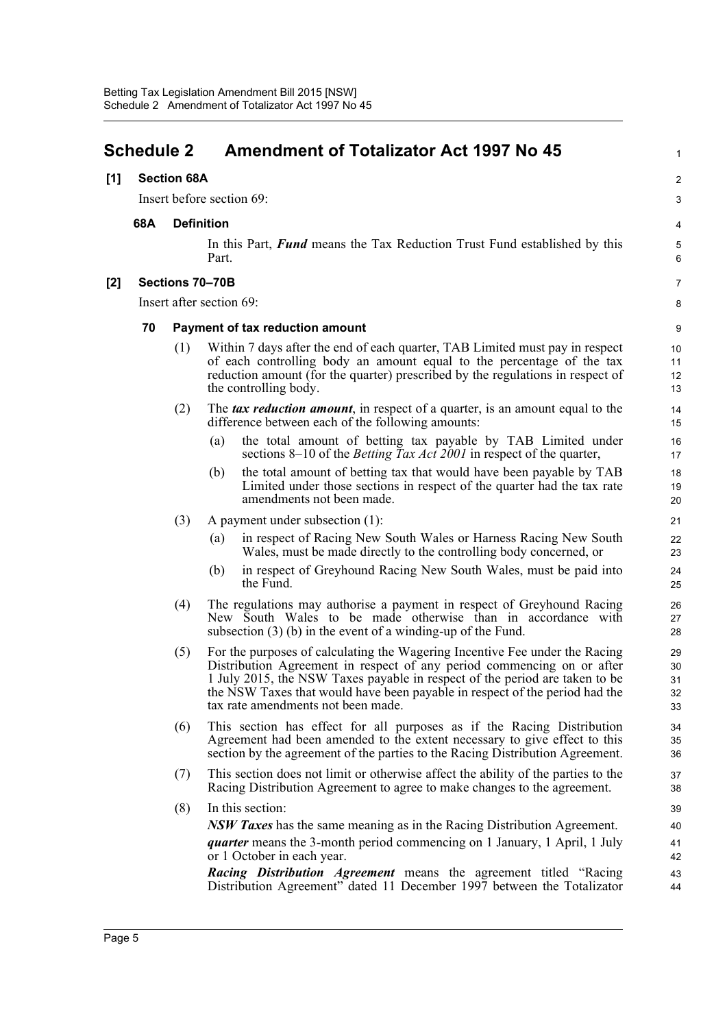## Schedule 2 Amendment of Totalizator Act 1997 No 45

**[1] Section 68A**

Insert before section 69:

**68A Definition**

In this Part, ***Fund*** means the Tax Reduction Trust Fund established by this Part.

**[2] Sections 70–70B**

Insert after section 69:

**70 Payment of tax reduction amount**

(1) Within 7 days after the end of each quarter, TAB Limited must pay in respect of each controlling body an amount equal to the percentage of the tax reduction amount (for the quarter) prescribed by the regulations in respect of the controlling body.

(2) The ***tax reduction amount***, in respect of a quarter, is an amount equal to the difference between each of the following amounts:

(a) the total amount of betting tax payable by TAB Limited under sections 8–10 of the *Betting Tax Act 2001* in respect of the quarter,

(b) the total amount of betting tax that would have been payable by TAB Limited under those sections in respect of the quarter had the tax rate amendments not been made.

(3) A payment under subsection (1):

(a) in respect of Racing New South Wales or Harness Racing New South Wales, must be made directly to the controlling body concerned, or

(b) in respect of Greyhound Racing New South Wales, must be paid into the Fund.

(4) The regulations may authorise a payment in respect of Greyhound Racing New South Wales to be made otherwise than in accordance with subsection (3) (b) in the event of a winding-up of the Fund.

(5) For the purposes of calculating the Wagering Incentive Fee under the Racing Distribution Agreement in respect of any period commencing on or after 1 July 2015, the NSW Taxes payable in respect of the period are taken to be the NSW Taxes that would have been payable in respect of the period had the tax rate amendments not been made.

(6) This section has effect for all purposes as if the Racing Distribution Agreement had been amended to the extent necessary to give effect to this section by the agreement of the parties to the Racing Distribution Agreement.

(7) This section does not limit or otherwise affect the ability of the parties to the Racing Distribution Agreement to agree to make changes to the agreement.

(8) In this section:

***NSW Taxes*** has the same meaning as in the Racing Distribution Agreement.

***quarter*** means the 3-month period commencing on 1 January, 1 April, 1 July or 1 October in each year.

***Racing Distribution Agreement*** means the agreement titled "Racing Distribution Agreement" dated 11 December 1997 between the Totalizator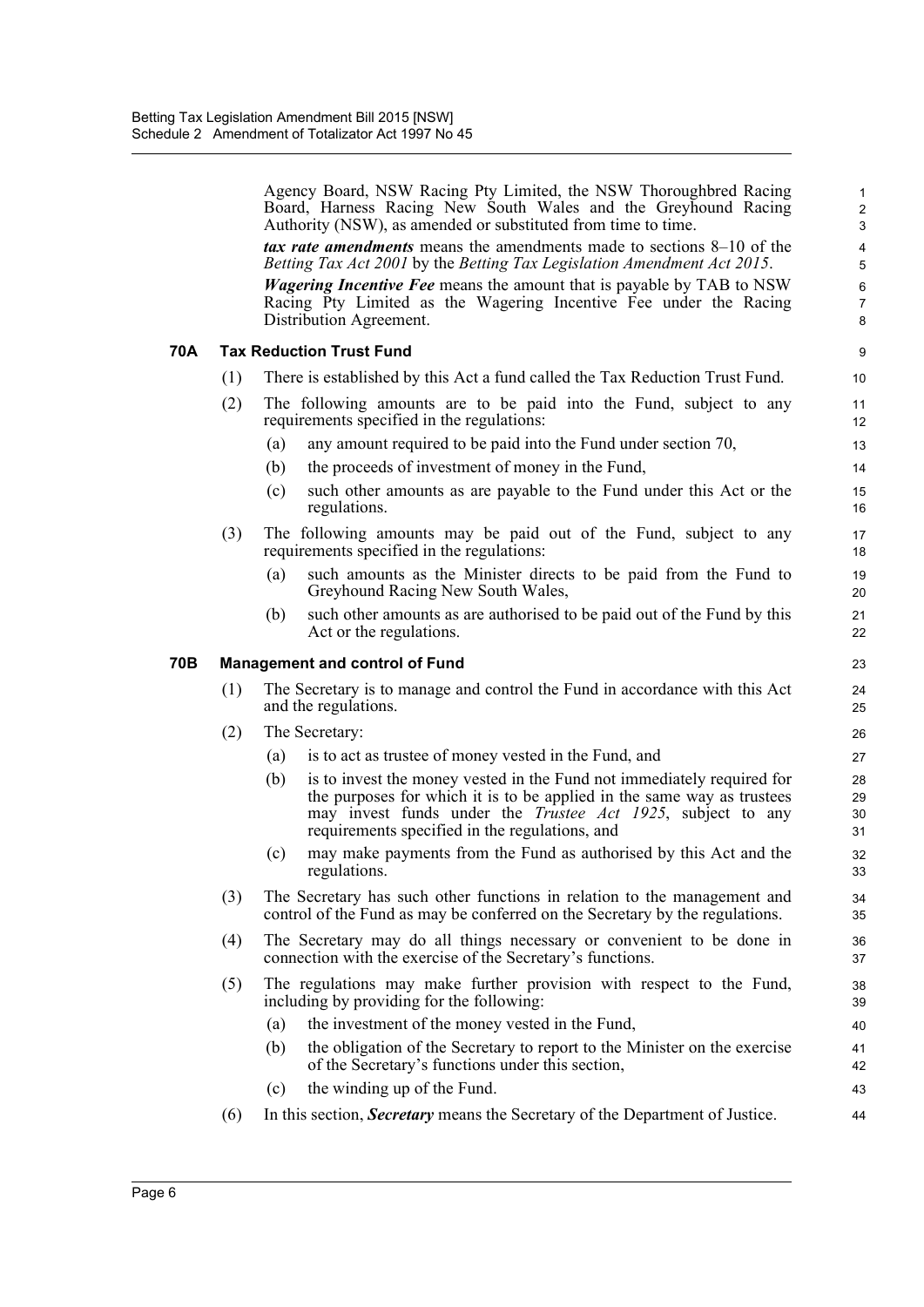Agency Board, NSW Racing Pty Limited, the NSW Thoroughbred Racing Board, Harness Racing New South Wales and the Greyhound Racing Authority (NSW), as amended or substituted from time to time.

***tax rate amendments*** means the amendments made to sections 8–10 of the *Betting Tax Act 2001* by the *Betting Tax Legislation Amendment Act 2015*.

***Wagering Incentive Fee*** means the amount that is payable by TAB to NSW Racing Pty Limited as the Wagering Incentive Fee under the Racing Distribution Agreement.

### 70A Tax Reduction Trust Fund

(1) There is established by this Act a fund called the Tax Reduction Trust Fund.

(2) The following amounts are to be paid into the Fund, subject to any requirements specified in the regulations:

(a) any amount required to be paid into the Fund under section 70,

(b) the proceeds of investment of money in the Fund,

(c) such other amounts as are payable to the Fund under this Act or the regulations.

(3) The following amounts may be paid out of the Fund, subject to any requirements specified in the regulations:

(a) such amounts as the Minister directs to be paid from the Fund to Greyhound Racing New South Wales,

(b) such other amounts as are authorised to be paid out of the Fund by this Act or the regulations.

### 70B Management and control of Fund

(1) The Secretary is to manage and control the Fund in accordance with this Act and the regulations.

(2) The Secretary:

(a) is to act as trustee of money vested in the Fund, and

(b) is to invest the money vested in the Fund not immediately required for the purposes for which it is to be applied in the same way as trustees may invest funds under the *Trustee Act 1925*, subject to any requirements specified in the regulations, and

(c) may make payments from the Fund as authorised by this Act and the regulations.

(3) The Secretary has such other functions in relation to the management and control of the Fund as may be conferred on the Secretary by the regulations.

(4) The Secretary may do all things necessary or convenient to be done in connection with the exercise of the Secretary's functions.

(5) The regulations may make further provision with respect to the Fund, including by providing for the following:

(a) the investment of the money vested in the Fund,

(b) the obligation of the Secretary to report to the Minister on the exercise of the Secretary's functions under this section,

(c) the winding up of the Fund.

(6) In this section, ***Secretary*** means the Secretary of the Department of Justice.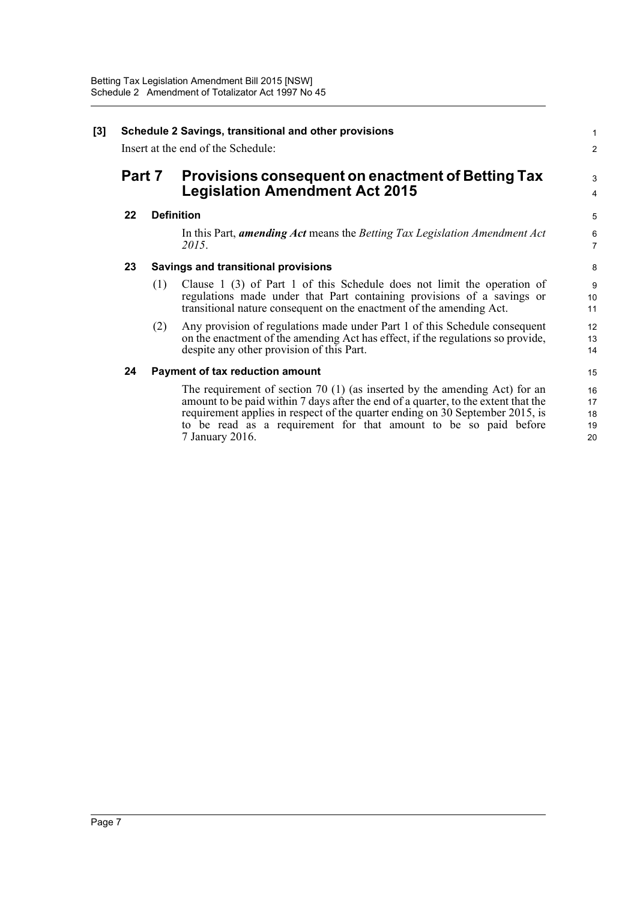**[3] Schedule 2 Savings, transitional and other provisions**

Insert at the end of the Schedule:

## Part 7 Provisions consequent on enactment of Betting Tax Legislation Amendment Act 2015

### 22 Definition

In this Part, ***amending Act*** means the *Betting Tax Legislation Amendment Act 2015*.

### 23 Savings and transitional provisions

(1) Clause 1 (3) of Part 1 of this Schedule does not limit the operation of regulations made under that Part containing provisions of a savings or transitional nature consequent on the enactment of the amending Act.

(2) Any provision of regulations made under Part 1 of this Schedule consequent on the enactment of the amending Act has effect, if the regulations so provide, despite any other provision of this Part.

### 24 Payment of tax reduction amount

The requirement of section 70 (1) (as inserted by the amending Act) for an amount to be paid within 7 days after the end of a quarter, to the extent that the requirement applies in respect of the quarter ending on 30 September 2015, is to be read as a requirement for that amount to be so paid before 7 January 2016.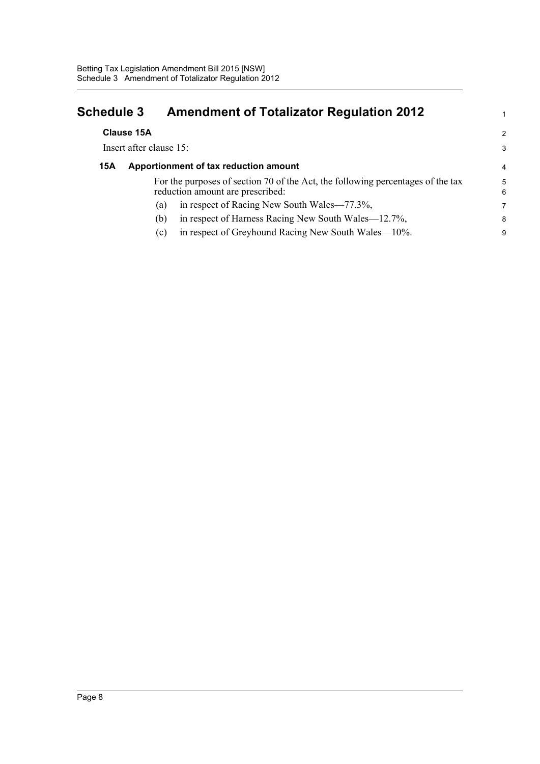# Schedule 3 Amendment of Totalizator Regulation 2012

**Clause 15A**

Insert after clause 15:

### 15A Apportionment of tax reduction amount

For the purposes of section 70 of the Act, the following percentages of the tax reduction amount are prescribed:

(a) in respect of Racing New South Wales—77.3%,

(b) in respect of Harness Racing New South Wales—12.7%,

(c) in respect of Greyhound Racing New South Wales—10%.